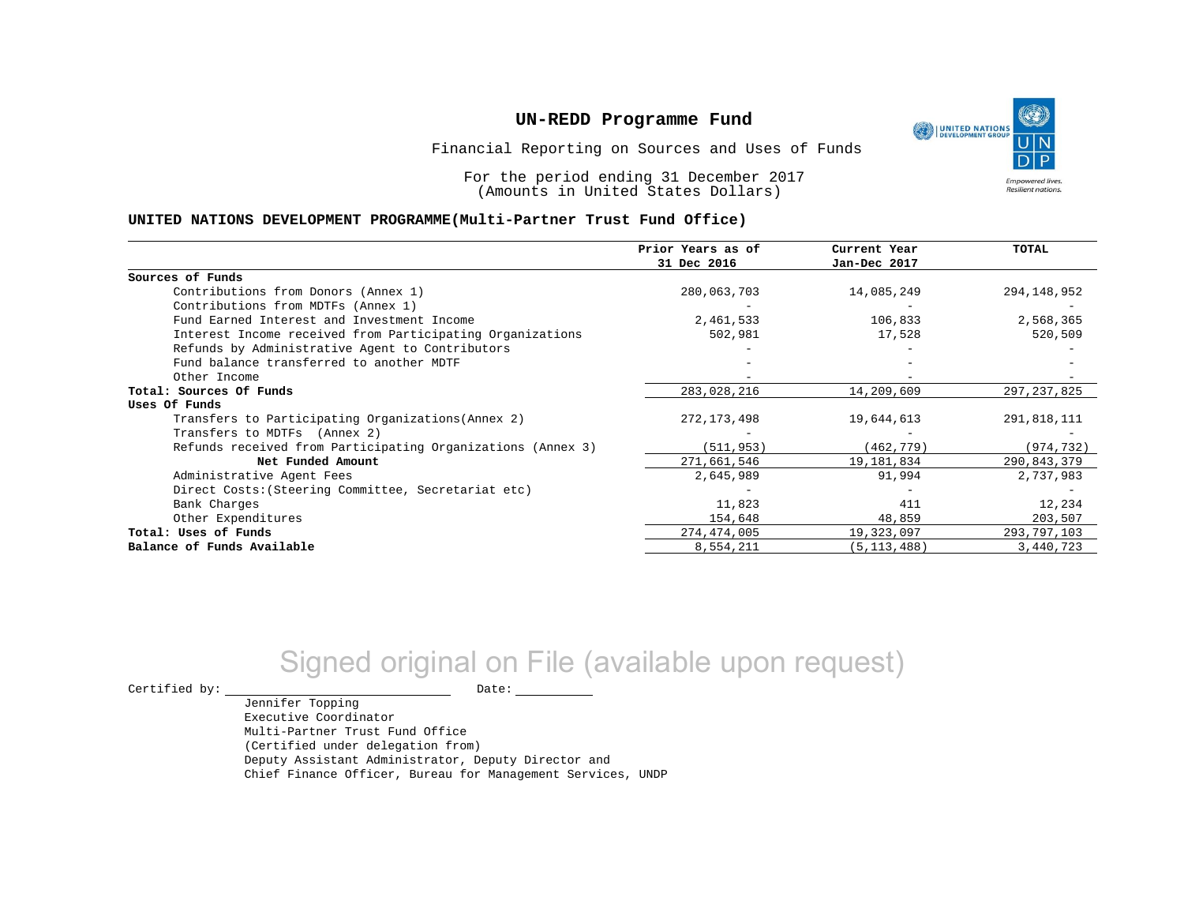# UN-REDD Programme Fund

Financial Reporting on Sources and Uses of Funds

For the period ending 31 December 2017
(Amounts in United States Dollars)

**UNITED NATIONS DEVELOPMENT PROGRAMME(Multi-Partner Trust Fund Office)**

| | Prior Years as of 31 Dec 2016 | Current Year Jan-Dec 2017 | TOTAL |
|---|---|---|---|
| **Sources of Funds** | | | |
| Contributions from Donors (Annex 1) | 280,063,703 | 14,085,249 | 294,148,952 |
| Contributions from MDTFs (Annex 1) | - | - | - |
| Fund Earned Interest and Investment Income | 2,461,533 | 106,833 | 2,568,365 |
| Interest Income received from Participating Organizations | 502,981 | 17,528 | 520,509 |
| Refunds by Administrative Agent to Contributors | - | - | - |
| Fund balance transferred to another MDTF | - | - | - |
| Other Income | - | - | - |
| **Total: Sources Of Funds** | 283,028,216 | 14,209,609 | 297,237,825 |
| **Uses Of Funds** | | | |
| Transfers to Participating Organizations(Annex 2) | 272,173,498 | 19,644,613 | 291,818,111 |
| Transfers to MDTFs (Annex 2) | - | - | - |
| Refunds received from Participating Organizations (Annex 3) | (511,953) | (462,779) | (974,732) |
| **Net Funded Amount** | 271,661,546 | 19,181,834 | 290,843,379 |
| Administrative Agent Fees | 2,645,989 | 91,994 | 2,737,983 |
| Direct Costs:(Steering Committee, Secretariat etc) | - | - | - |
| Bank Charges | 11,823 | 411 | 12,234 |
| Other Expenditures | 154,648 | 48,859 | 203,507 |
| **Total: Uses of Funds** | 274,474,005 | 19,323,097 | 293,797,103 |
| **Balance of Funds Available** | 8,554,211 | (5,113,488) | 3,440,723 |

Signed original on File (available upon request)

Certified by: ______________________ Date: __________

Jennifer Topping
Executive Coordinator
Multi-Partner Trust Fund Office
(Certified under delegation from)
Deputy Assistant Administrator, Deputy Director and
Chief Finance Officer, Bureau for Management Services, UNDP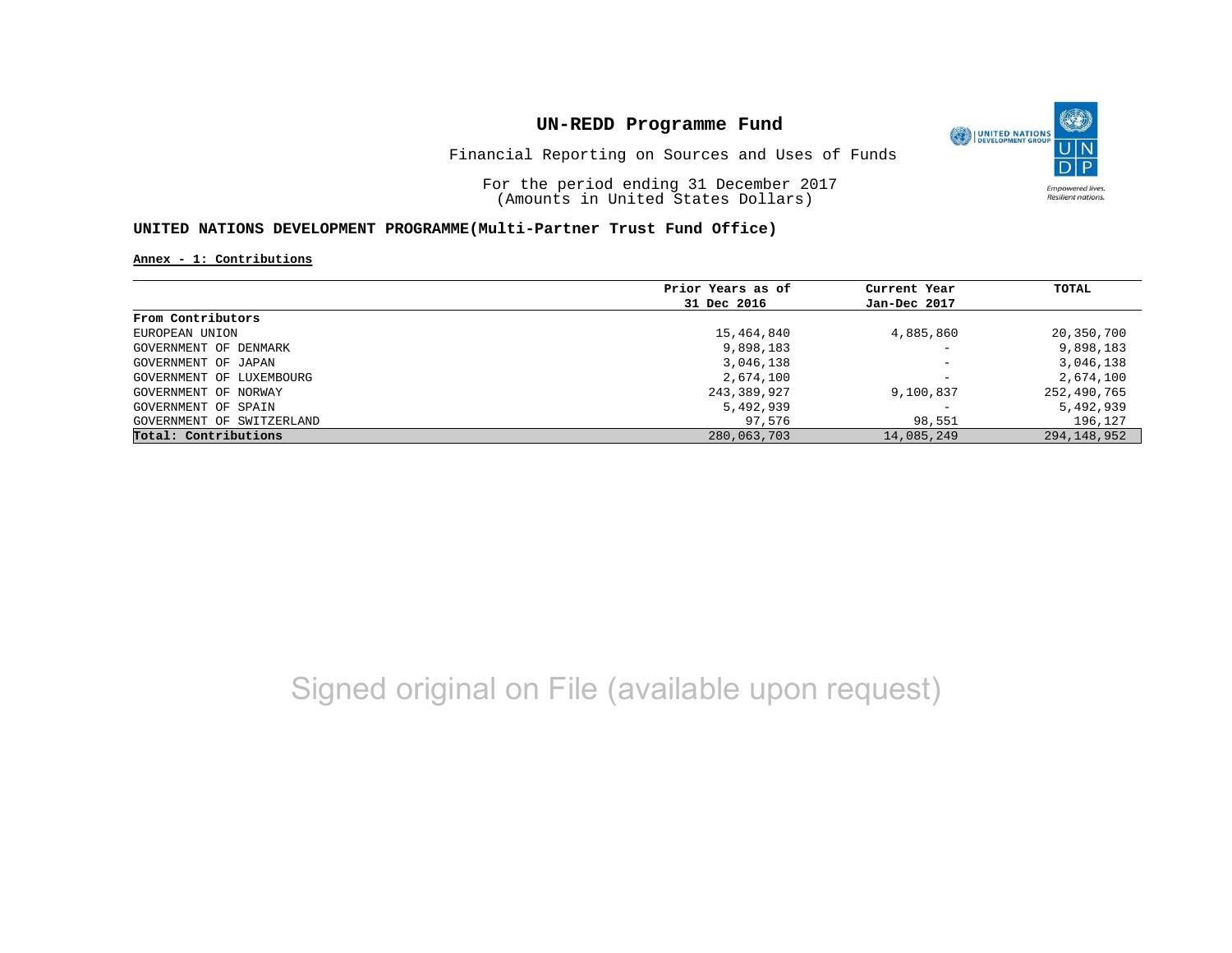# UN-REDD Programme Fund

Financial Reporting on Sources and Uses of Funds

For the period ending 31 December 2017
(Amounts in United States Dollars)

## UNITED NATIONS DEVELOPMENT PROGRAMME(Multi-Partner Trust Fund Office)

**Annex - 1: Contributions**

| | Prior Years as of 31 Dec 2016 | Current Year Jan-Dec 2017 | TOTAL |
|---|---|---|---|
| **From Contributors** | | | |
| EUROPEAN UNION | 15,464,840 | 4,885,860 | 20,350,700 |
| GOVERNMENT OF DENMARK | 9,898,183 | - | 9,898,183 |
| GOVERNMENT OF JAPAN | 3,046,138 | - | 3,046,138 |
| GOVERNMENT OF LUXEMBOURG | 2,674,100 | - | 2,674,100 |
| GOVERNMENT OF NORWAY | 243,389,927 | 9,100,837 | 252,490,765 |
| GOVERNMENT OF SPAIN | 5,492,939 | - | 5,492,939 |
| GOVERNMENT OF SWITZERLAND | 97,576 | 98,551 | 196,127 |
| **Total: Contributions** | 280,063,703 | 14,085,249 | 294,148,952 |

Signed original on File (available upon request)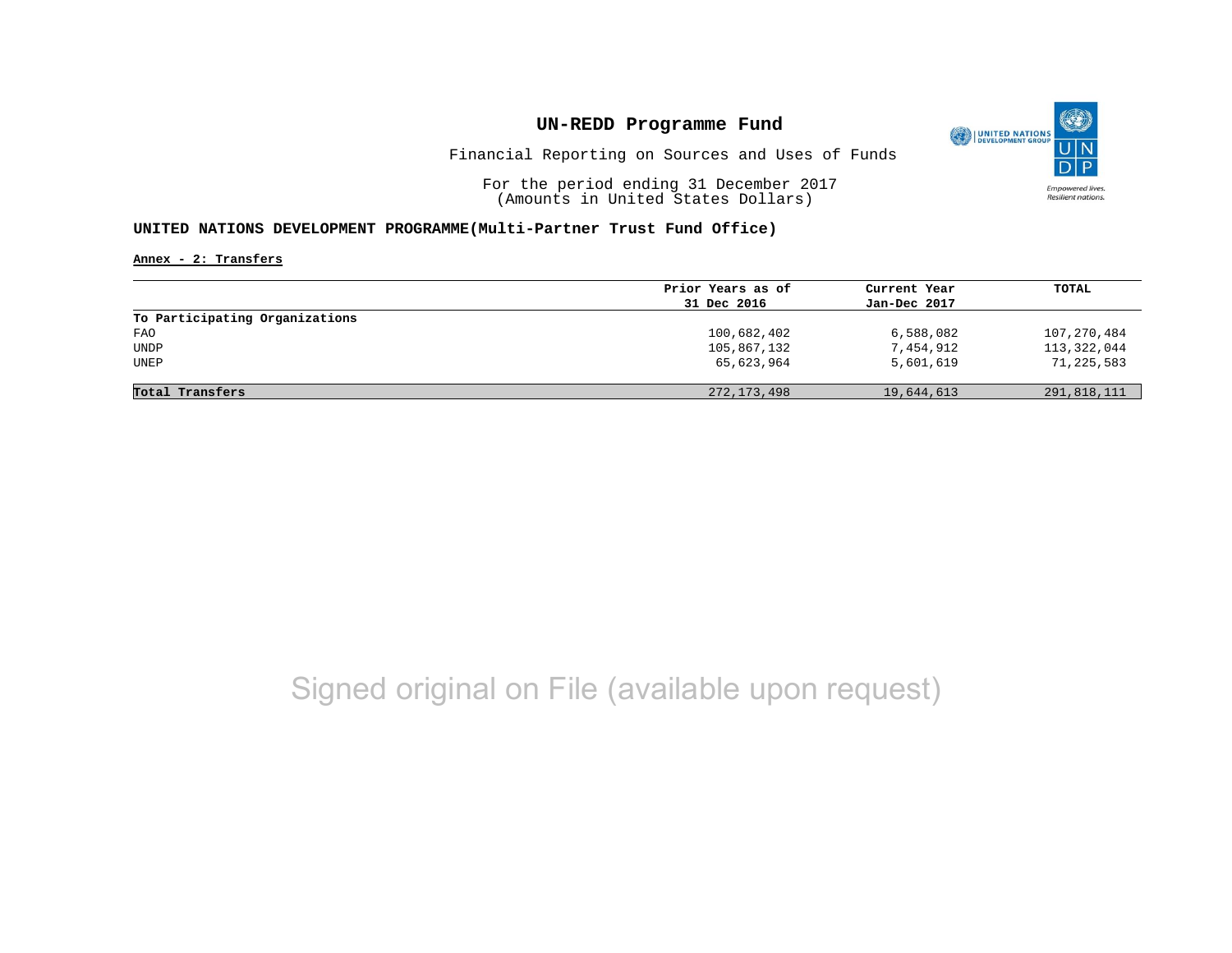# UN-REDD Programme Fund

Financial Reporting on Sources and Uses of Funds

For the period ending 31 December 2017
(Amounts in United States Dollars)

## UNITED NATIONS DEVELOPMENT PROGRAMME(Multi-Partner Trust Fund Office)

**Annex - 2: Transfers**

| | Prior Years as of 31 Dec 2016 | Current Year Jan-Dec 2017 | TOTAL |
|---|---|---|---|
| **To Participating Organizations** | | | |
| FAO | 100,682,402 | 6,588,082 | 107,270,484 |
| UNDP | 105,867,132 | 7,454,912 | 113,322,044 |
| UNEP | 65,623,964 | 5,601,619 | 71,225,583 |
| **Total Transfers** | 272,173,498 | 19,644,613 | 291,818,111 |

Signed original on File (available upon request)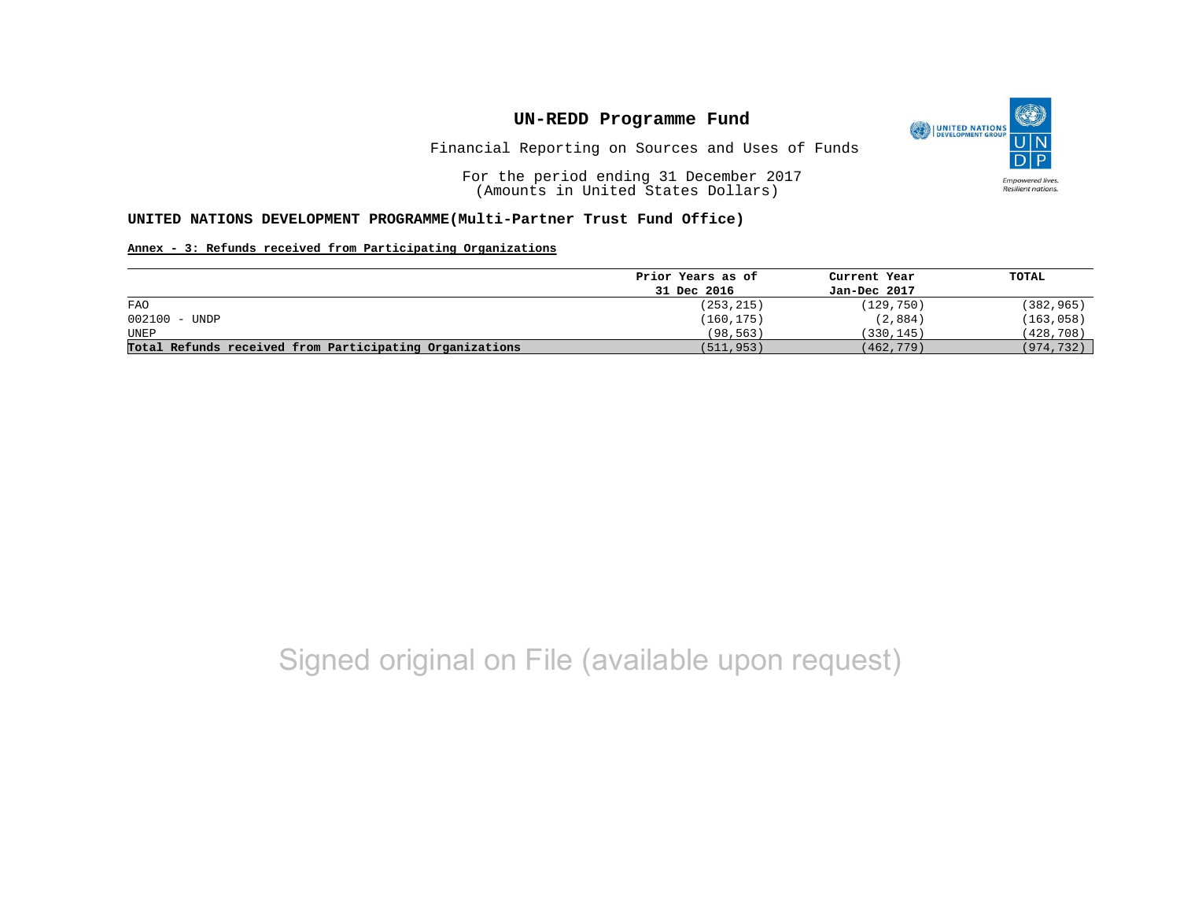# UN-REDD Programme Fund

Financial Reporting on Sources and Uses of Funds

For the period ending 31 December 2017
(Amounts in United States Dollars)

**UNITED NATIONS DEVELOPMENT PROGRAMME(Multi-Partner Trust Fund Office)**

**Annex - 3: Refunds received from Participating Organizations**

| | Prior Years as of 31 Dec 2016 | Current Year Jan-Dec 2017 | TOTAL |
|---|---|---|---|
| FAO | (253,215) | (129,750) | (382,965) |
| 002100 - UNDP | (160,175) | (2,884) | (163,058) |
| UNEP | (98,563) | (330,145) | (428,708) |
| **Total Refunds received from Participating Organizations** | (511,953) | (462,779) | (974,732) |

Signed original on File (available upon request)